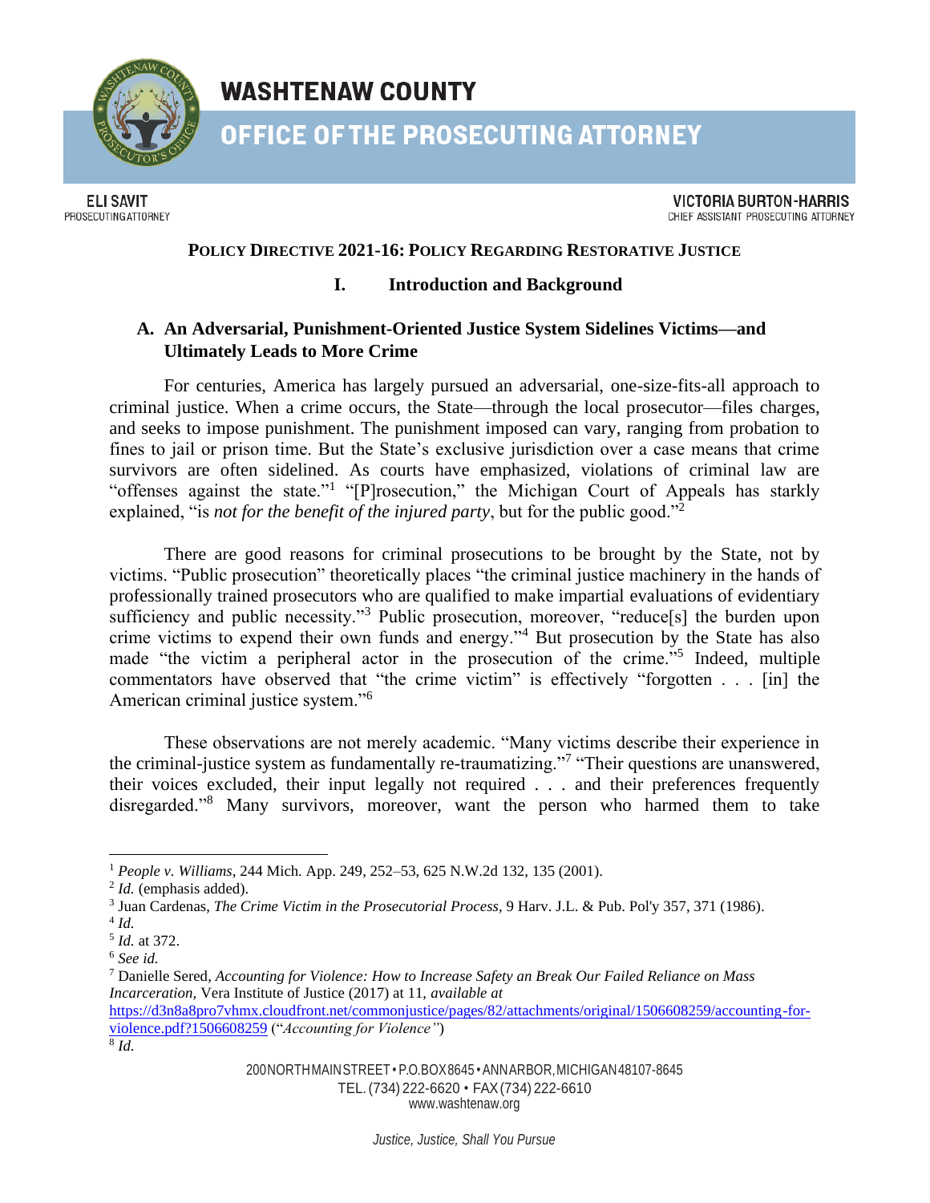# WASHTENAW COUNTY

## OFFICE OF THE PROSECUTING ATTORNEY

ELI SAVIT
PROSECUTING ATTORNEY

VICTORIA BURTON-HARRIS
CHIEF ASSISTANT PROSECUTING ATTORNEY

**POLICY DIRECTIVE 2021-16: POLICY REGARDING RESTORATIVE JUSTICE**

## I. Introduction and Background

### A. An Adversarial, Punishment-Oriented Justice System Sidelines Victims—and Ultimately Leads to More Crime

For centuries, America has largely pursued an adversarial, one-size-fits-all approach to criminal justice. When a crime occurs, the State—through the local prosecutor—files charges, and seeks to impose punishment. The punishment imposed can vary, ranging from probation to fines to jail or prison time. But the State's exclusive jurisdiction over a case means that crime survivors are often sidelined. As courts have emphasized, violations of criminal law are "offenses against the state."[1] "[P]rosecution," the Michigan Court of Appeals has starkly explained, "is *not for the benefit of the injured party*, but for the public good."[2]

There are good reasons for criminal prosecutions to be brought by the State, not by victims. "Public prosecution" theoretically places "the criminal justice machinery in the hands of professionally trained prosecutors who are qualified to make impartial evaluations of evidentiary sufficiency and public necessity."[3] Public prosecution, moreover, "reduce[s] the burden upon crime victims to expend their own funds and energy."[4] But prosecution by the State has also made "the victim a peripheral actor in the prosecution of the crime."[5] Indeed, multiple commentators have observed that "the crime victim" is effectively "forgotten . . . [in] the American criminal justice system."[6]

These observations are not merely academic. "Many victims describe their experience in the criminal-justice system as fundamentally re-traumatizing."[7] "Their questions are unanswered, their voices excluded, their input legally not required . . . and their preferences frequently disregarded."[8] Many survivors, moreover, want the person who harmed them to take

---

[1] *People v. Williams*, 244 Mich. App. 249, 252–53, 625 N.W.2d 132, 135 (2001).

[2] *Id.* (emphasis added).

[3] Juan Cardenas, *The Crime Victim in the Prosecutorial Process*, 9 Harv. J.L. & Pub. Pol'y 357, 371 (1986).

[4] *Id.*

[5] *Id.* at 372.

[6] *See id.*

[7] Danielle Sered, *Accounting for Violence: How to Increase Safety an Break Our Failed Reliance on Mass Incarceration*, Vera Institute of Justice (2017) at 11, *available at* https://d3n8a8pro7vhmx.cloudfront.net/commonjustice/pages/82/attachments/original/1506608259/accounting-for-violence.pdf?1506608259 ("*Accounting for Violence"*)

[8] *Id.*

200 NORTH MAIN STREET • P.O. BOX 8645 • ANN ARBOR, MICHIGAN 48107-8645
TEL. (734) 222-6620 • FAX (734) 222-6610
www.washtenaw.org

*Justice, Justice, Shall You Pursue*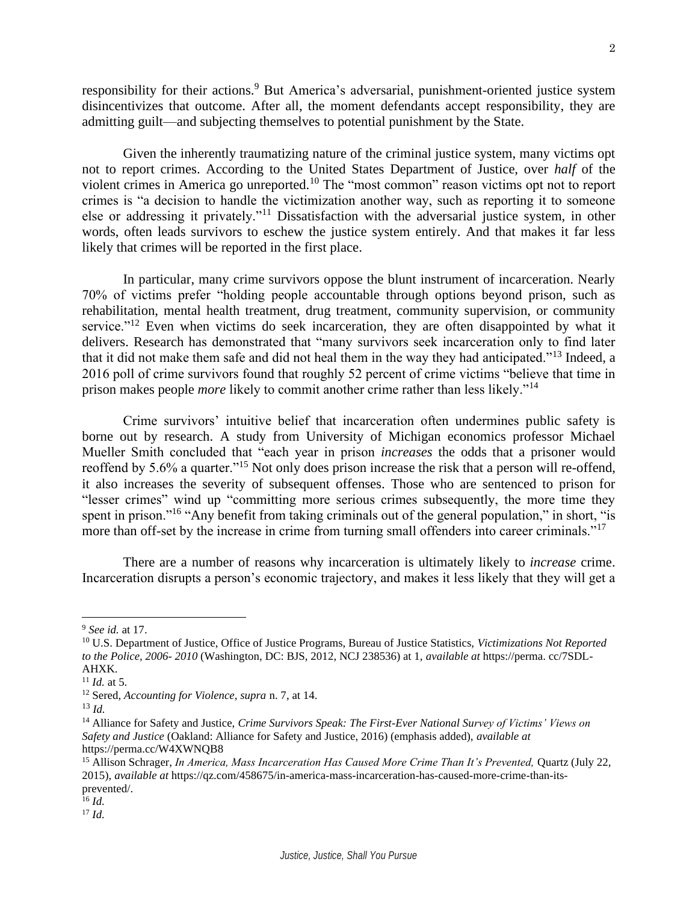responsibility for their actions.[9] But America's adversarial, punishment-oriented justice system disincentivizes that outcome. After all, the moment defendants accept responsibility, they are admitting guilt—and subjecting themselves to potential punishment by the State.

Given the inherently traumatizing nature of the criminal justice system, many victims opt not to report crimes. According to the United States Department of Justice, over *half* of the violent crimes in America go unreported.[10] The "most common" reason victims opt not to report crimes is "a decision to handle the victimization another way, such as reporting it to someone else or addressing it privately."[11] Dissatisfaction with the adversarial justice system, in other words, often leads survivors to eschew the justice system entirely. And that makes it far less likely that crimes will be reported in the first place.

In particular, many crime survivors oppose the blunt instrument of incarceration. Nearly 70% of victims prefer "holding people accountable through options beyond prison, such as rehabilitation, mental health treatment, drug treatment, community supervision, or community service."[12] Even when victims do seek incarceration, they are often disappointed by what it delivers. Research has demonstrated that "many survivors seek incarceration only to find later that it did not make them safe and did not heal them in the way they had anticipated."[13] Indeed, a 2016 poll of crime survivors found that roughly 52 percent of crime victims "believe that time in prison makes people *more* likely to commit another crime rather than less likely."[14]

Crime survivors' intuitive belief that incarceration often undermines public safety is borne out by research. A study from University of Michigan economics professor Michael Mueller Smith concluded that "each year in prison *increases* the odds that a prisoner would reoffend by 5.6% a quarter."[15] Not only does prison increase the risk that a person will re-offend, it also increases the severity of subsequent offenses. Those who are sentenced to prison for "lesser crimes" wind up "committing more serious crimes subsequently, the more time they spent in prison."[16] "Any benefit from taking criminals out of the general population," in short, "is more than off-set by the increase in crime from turning small offenders into career criminals."[17]

There are a number of reasons why incarceration is ultimately likely to *increase* crime. Incarceration disrupts a person's economic trajectory, and makes it less likely that they will get a

---

[9] *See id.* at 17.

[10] U.S. Department of Justice, Office of Justice Programs, Bureau of Justice Statistics, *Victimizations Not Reported to the Police, 2006- 2010* (Washington, DC: BJS, 2012, NCJ 238536) at 1, *available at* https://perma. cc/7SDL-AHXK.

[11] *Id.* at 5.

[12] Sered, *Accounting for Violence, supra* n. 7, at 14.

[13] *Id.*

[14] Alliance for Safety and Justice, *Crime Survivors Speak: The First-Ever National Survey of Victims' Views on Safety and Justice* (Oakland: Alliance for Safety and Justice, 2016) (emphasis added), *available at* https://perma.cc/W4XWNQB8

[15] Allison Schrager, *In America, Mass Incarceration Has Caused More Crime Than It's Prevented,* Quartz (July 22, 2015), *available at* https://qz.com/458675/in-america-mass-incarceration-has-caused-more-crime-than-its-prevented/.

[16] *Id.*

[17] *Id.*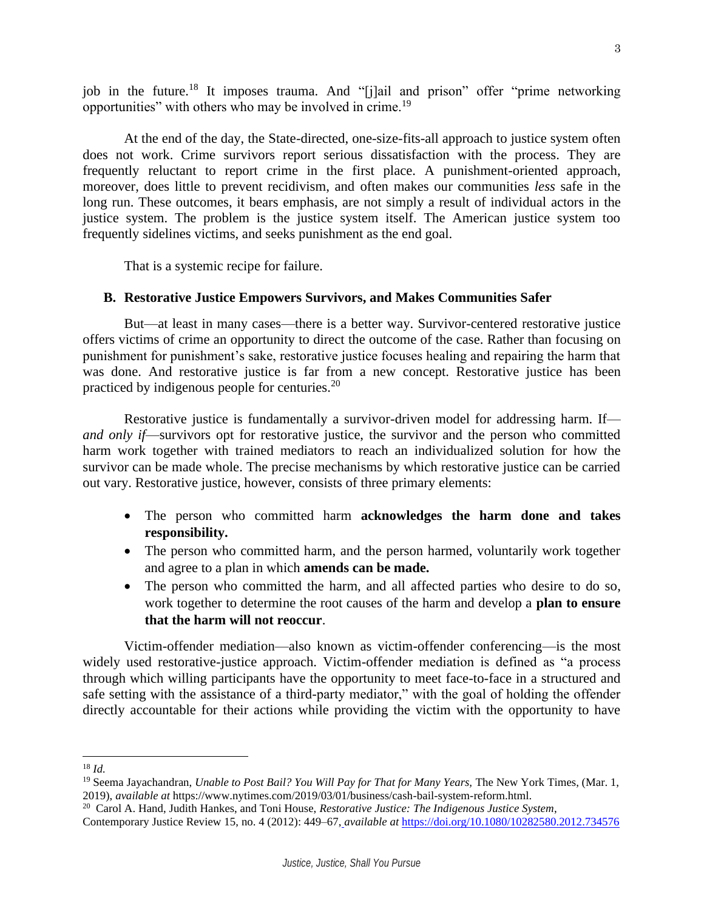job in the future.[18] It imposes trauma. And "[j]ail and prison" offer "prime networking opportunities" with others who may be involved in crime.[19]

At the end of the day, the State-directed, one-size-fits-all approach to justice system often does not work. Crime survivors report serious dissatisfaction with the process. They are frequently reluctant to report crime in the first place. A punishment-oriented approach, moreover, does little to prevent recidivism, and often makes our communities *less* safe in the long run. These outcomes, it bears emphasis, are not simply a result of individual actors in the justice system. The problem is the justice system itself. The American justice system too frequently sidelines victims, and seeks punishment as the end goal.

That is a systemic recipe for failure.

### B. Restorative Justice Empowers Survivors, and Makes Communities Safer

But—at least in many cases—there is a better way. Survivor-centered restorative justice offers victims of crime an opportunity to direct the outcome of the case. Rather than focusing on punishment for punishment's sake, restorative justice focuses healing and repairing the harm that was done. And restorative justice is far from a new concept. Restorative justice has been practiced by indigenous people for centuries.[20]

Restorative justice is fundamentally a survivor-driven model for addressing harm. If—*and only if*—survivors opt for restorative justice, the survivor and the person who committed harm work together with trained mediators to reach an individualized solution for how the survivor can be made whole. The precise mechanisms by which restorative justice can be carried out vary. Restorative justice, however, consists of three primary elements:

- The person who committed harm **acknowledges the harm done and takes responsibility.**
- The person who committed harm, and the person harmed, voluntarily work together and agree to a plan in which **amends can be made.**
- The person who committed the harm, and all affected parties who desire to do so, work together to determine the root causes of the harm and develop a **plan to ensure that the harm will not reoccur**.

Victim-offender mediation—also known as victim-offender conferencing—is the most widely used restorative-justice approach. Victim-offender mediation is defined as "a process through which willing participants have the opportunity to meet face-to-face in a structured and safe setting with the assistance of a third-party mediator," with the goal of holding the offender directly accountable for their actions while providing the victim with the opportunity to have

---

[18] *Id.*

[19] Seema Jayachandran, *Unable to Post Bail? You Will Pay for That for Many Years,* The New York Times, (Mar. 1, 2019), *available at* https://www.nytimes.com/2019/03/01/business/cash-bail-system-reform.html.

[20] Carol A. Hand, Judith Hankes, and Toni House, *Restorative Justice: The Indigenous Justice System*, Contemporary Justice Review 15, no. 4 (2012): 449–67, *available at* https://doi.org/10.1080/10282580.2012.734576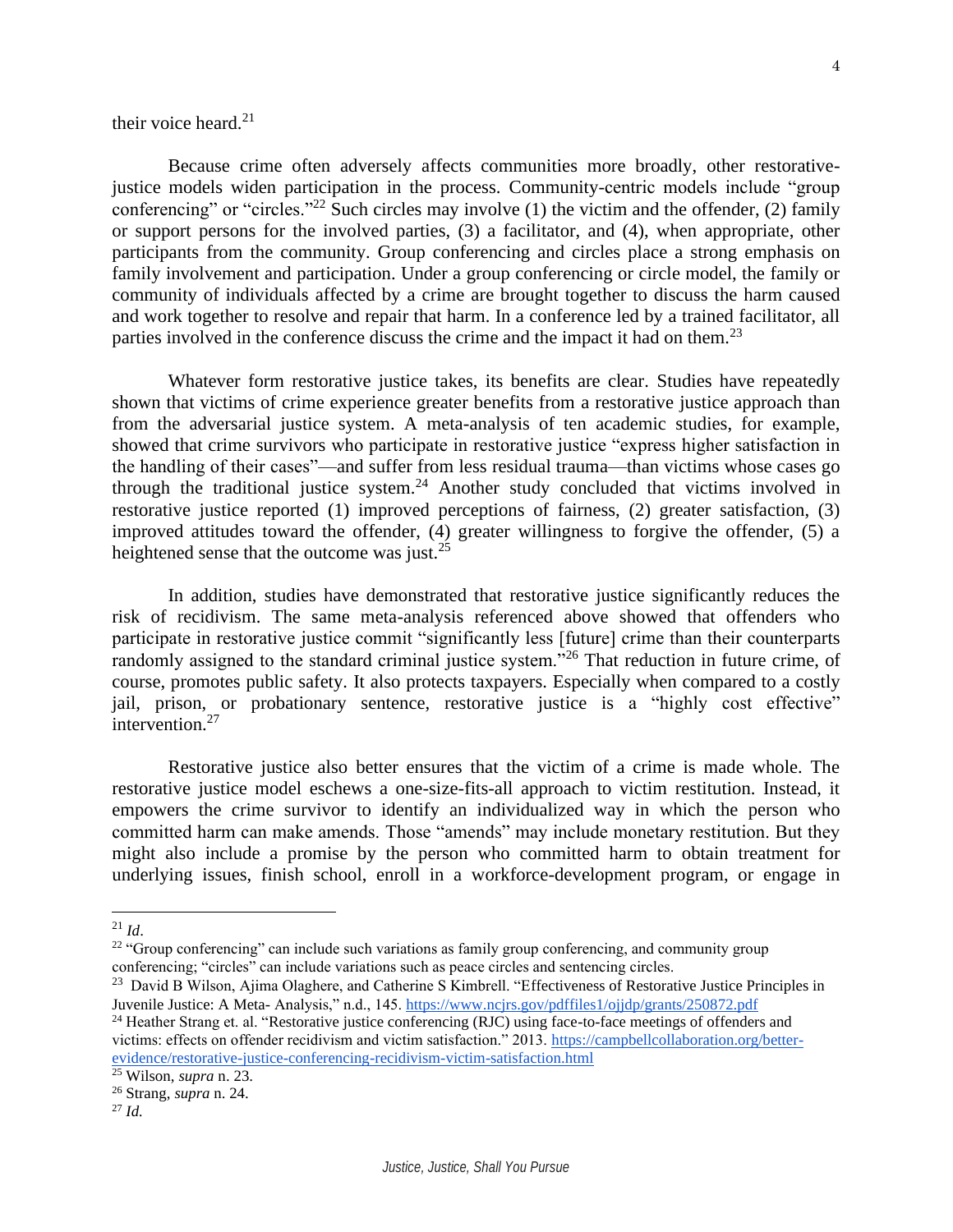their voice heard.[21]

Because crime often adversely affects communities more broadly, other restorative-justice models widen participation in the process. Community-centric models include "group conferencing" or "circles."[22] Such circles may involve (1) the victim and the offender, (2) family or support persons for the involved parties, (3) a facilitator, and (4), when appropriate, other participants from the community. Group conferencing and circles place a strong emphasis on family involvement and participation. Under a group conferencing or circle model, the family or community of individuals affected by a crime are brought together to discuss the harm caused and work together to resolve and repair that harm. In a conference led by a trained facilitator, all parties involved in the conference discuss the crime and the impact it had on them.[23]

Whatever form restorative justice takes, its benefits are clear. Studies have repeatedly shown that victims of crime experience greater benefits from a restorative justice approach than from the adversarial justice system. A meta-analysis of ten academic studies, for example, showed that crime survivors who participate in restorative justice "express higher satisfaction in the handling of their cases"—and suffer from less residual trauma—than victims whose cases go through the traditional justice system.[24] Another study concluded that victims involved in restorative justice reported (1) improved perceptions of fairness, (2) greater satisfaction, (3) improved attitudes toward the offender, (4) greater willingness to forgive the offender, (5) a heightened sense that the outcome was just.[25]

In addition, studies have demonstrated that restorative justice significantly reduces the risk of recidivism. The same meta-analysis referenced above showed that offenders who participate in restorative justice commit "significantly less [future] crime than their counterparts randomly assigned to the standard criminal justice system."[26] That reduction in future crime, of course, promotes public safety. It also protects taxpayers. Especially when compared to a costly jail, prison, or probationary sentence, restorative justice is a "highly cost effective" intervention.[27]

Restorative justice also better ensures that the victim of a crime is made whole. The restorative justice model eschews a one-size-fits-all approach to victim restitution. Instead, it empowers the crime survivor to identify an individualized way in which the person who committed harm can make amends. Those "amends" may include monetary restitution. But they might also include a promise by the person who committed harm to obtain treatment for underlying issues, finish school, enroll in a workforce-development program, or engage in

---

[21] *Id*.

[22] "Group conferencing" can include such variations as family group conferencing, and community group conferencing; "circles" can include variations such as peace circles and sentencing circles.

[23] David B Wilson, Ajima Olaghere, and Catherine S Kimbrell. "Effectiveness of Restorative Justice Principles in Juvenile Justice: A Meta- Analysis," n.d., 145. https://www.ncjrs.gov/pdffiles1/ojjdp/grants/250872.pdf

[24] Heather Strang et. al. "Restorative justice conferencing (RJC) using face-to-face meetings of offenders and victims: effects on offender recidivism and victim satisfaction." 2013. https://campbellcollaboration.org/better-evidence/restorative-justice-conferencing-recidivism-victim-satisfaction.html

[25] Wilson, *supra* n. 23.

[26] Strang, *supra* n. 24.

[27] *Id.*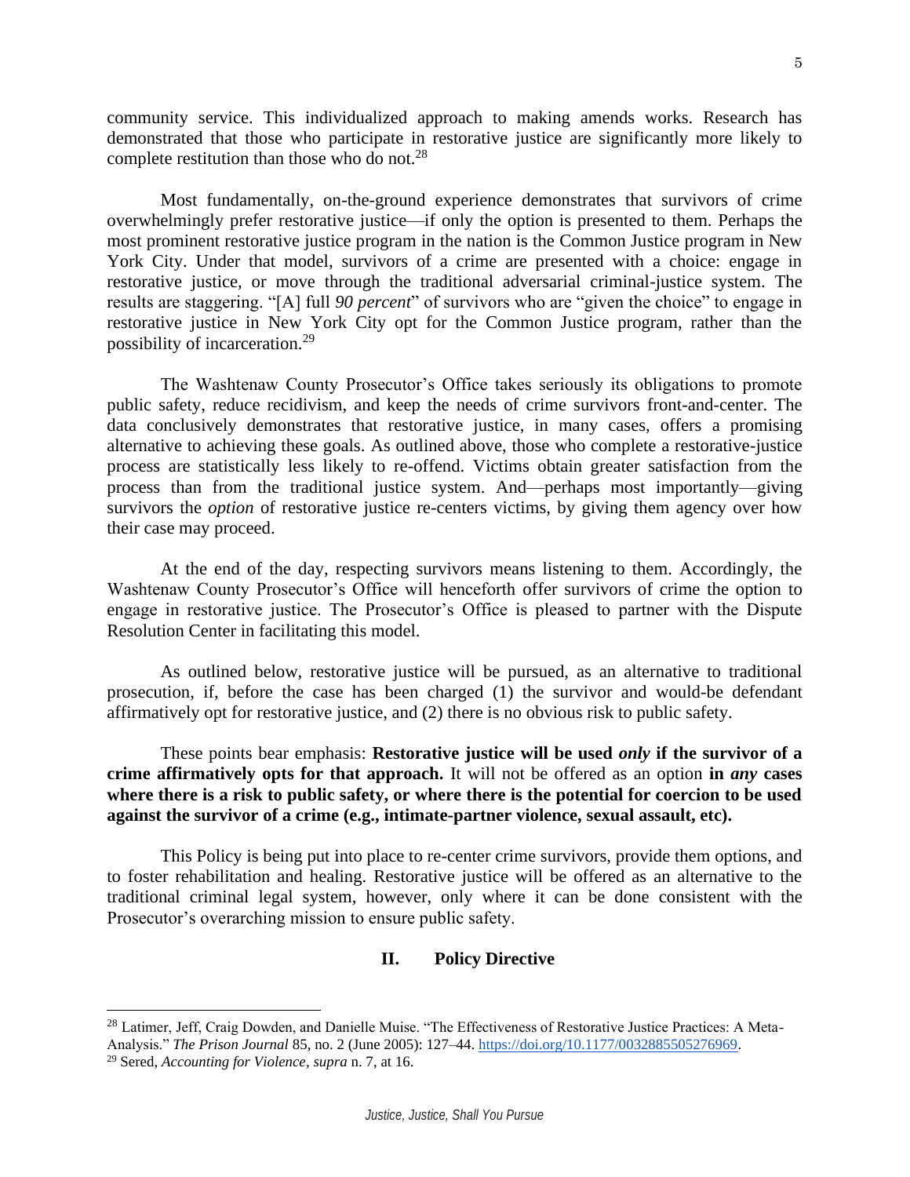community service. This individualized approach to making amends works. Research has demonstrated that those who participate in restorative justice are significantly more likely to complete restitution than those who do not.[28]

Most fundamentally, on-the-ground experience demonstrates that survivors of crime overwhelmingly prefer restorative justice—if only the option is presented to them. Perhaps the most prominent restorative justice program in the nation is the Common Justice program in New York City. Under that model, survivors of a crime are presented with a choice: engage in restorative justice, or move through the traditional adversarial criminal-justice system. The results are staggering. "[A] full *90 percent*" of survivors who are "given the choice" to engage in restorative justice in New York City opt for the Common Justice program, rather than the possibility of incarceration.[29]

The Washtenaw County Prosecutor's Office takes seriously its obligations to promote public safety, reduce recidivism, and keep the needs of crime survivors front-and-center. The data conclusively demonstrates that restorative justice, in many cases, offers a promising alternative to achieving these goals. As outlined above, those who complete a restorative-justice process are statistically less likely to re-offend. Victims obtain greater satisfaction from the process than from the traditional justice system. And—perhaps most importantly—giving survivors the *option* of restorative justice re-centers victims, by giving them agency over how their case may proceed.

At the end of the day, respecting survivors means listening to them. Accordingly, the Washtenaw County Prosecutor's Office will henceforth offer survivors of crime the option to engage in restorative justice. The Prosecutor's Office is pleased to partner with the Dispute Resolution Center in facilitating this model.

As outlined below, restorative justice will be pursued, as an alternative to traditional prosecution, if, before the case has been charged (1) the survivor and would-be defendant affirmatively opt for restorative justice, and (2) there is no obvious risk to public safety.

These points bear emphasis: **Restorative justice will be used *only* if the survivor of a crime affirmatively opts for that approach.** It will not be offered as an option **in *any* cases where there is a risk to public safety, or where there is the potential for coercion to be used against the survivor of a crime (e.g., intimate-partner violence, sexual assault, etc).**

This Policy is being put into place to re-center crime survivors, provide them options, and to foster rehabilitation and healing. Restorative justice will be offered as an alternative to the traditional criminal legal system, however, only where it can be done consistent with the Prosecutor's overarching mission to ensure public safety.

## II. Policy Directive

[28] Latimer, Jeff, Craig Dowden, and Danielle Muise. "The Effectiveness of Restorative Justice Practices: A Meta-Analysis." *The Prison Journal* 85, no. 2 (June 2005): 127–44. https://doi.org/10.1177/0032885505276969.

[29] Sered, *Accounting for Violence*, *supra* n. 7, at 16.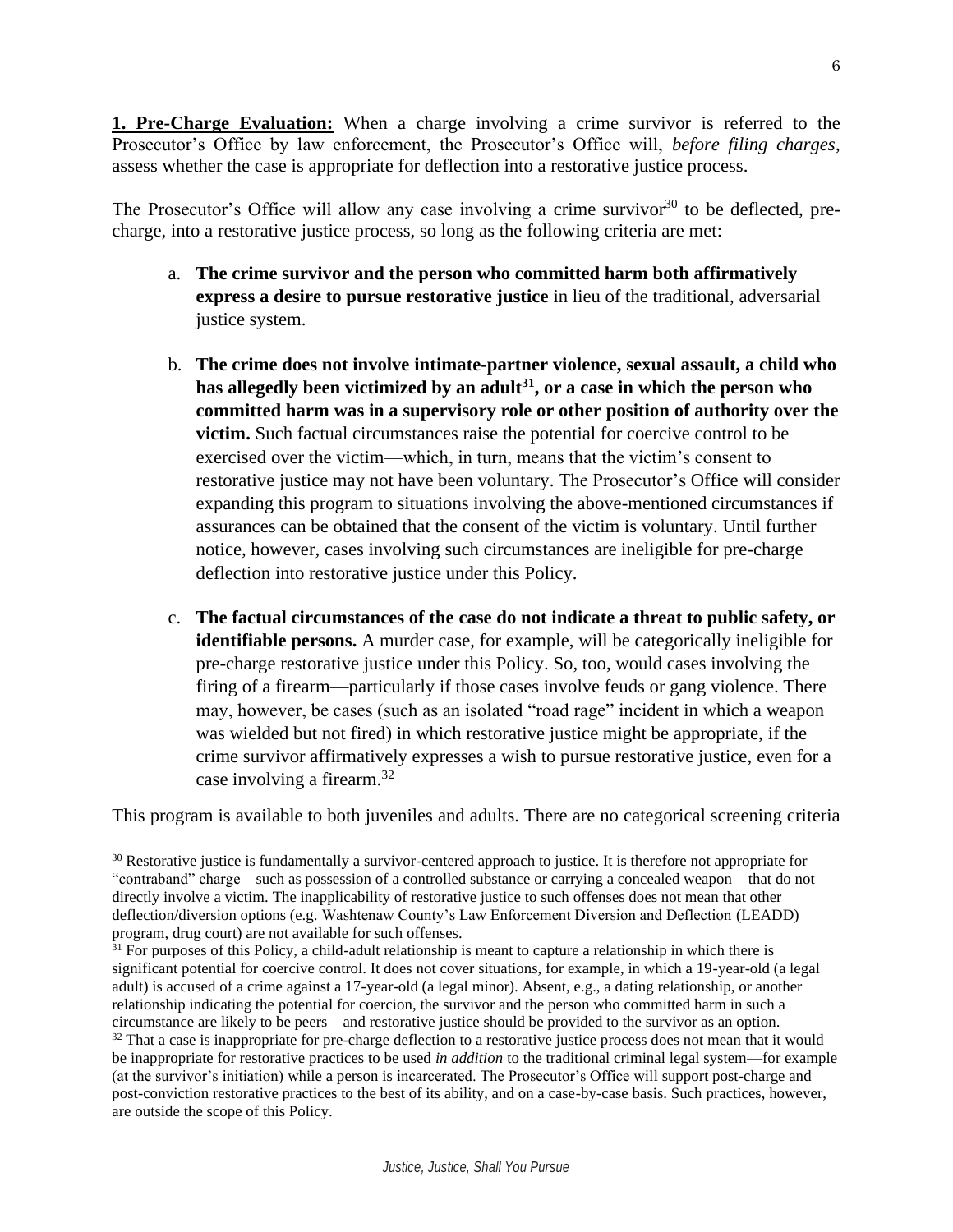**1. Pre-Charge Evaluation:** When a charge involving a crime survivor is referred to the Prosecutor's Office by law enforcement, the Prosecutor's Office will, *before filing charges*, assess whether the case is appropriate for deflection into a restorative justice process.

The Prosecutor's Office will allow any case involving a crime survivor[30] to be deflected, pre-charge, into a restorative justice process, so long as the following criteria are met:

a. **The crime survivor and the person who committed harm both affirmatively express a desire to pursue restorative justice** in lieu of the traditional, adversarial justice system.

b. **The crime does not involve intimate-partner violence, sexual assault, a child who has allegedly been victimized by an adult[31], or a case in which the person who committed harm was in a supervisory role or other position of authority over the victim.** Such factual circumstances raise the potential for coercive control to be exercised over the victim—which, in turn, means that the victim's consent to restorative justice may not have been voluntary. The Prosecutor's Office will consider expanding this program to situations involving the above-mentioned circumstances if assurances can be obtained that the consent of the victim is voluntary. Until further notice, however, cases involving such circumstances are ineligible for pre-charge deflection into restorative justice under this Policy.

c. **The factual circumstances of the case do not indicate a threat to public safety, or identifiable persons.** A murder case, for example, will be categorically ineligible for pre-charge restorative justice under this Policy. So, too, would cases involving the firing of a firearm—particularly if those cases involve feuds or gang violence. There may, however, be cases (such as an isolated "road rage" incident in which a weapon was wielded but not fired) in which restorative justice might be appropriate, if the crime survivor affirmatively expresses a wish to pursue restorative justice, even for a case involving a firearm.[32]

This program is available to both juveniles and adults. There are no categorical screening criteria

---

[30] Restorative justice is fundamentally a survivor-centered approach to justice. It is therefore not appropriate for "contraband" charge—such as possession of a controlled substance or carrying a concealed weapon—that do not directly involve a victim. The inapplicability of restorative justice to such offenses does not mean that other deflection/diversion options (e.g. Washtenaw County's Law Enforcement Diversion and Deflection (LEADD) program, drug court) are not available for such offenses.

[31] For purposes of this Policy, a child-adult relationship is meant to capture a relationship in which there is significant potential for coercive control. It does not cover situations, for example, in which a 19-year-old (a legal adult) is accused of a crime against a 17-year-old (a legal minor). Absent, e.g., a dating relationship, or another relationship indicating the potential for coercion, the survivor and the person who committed harm in such a circumstance are likely to be peers—and restorative justice should be provided to the survivor as an option.

[32] That a case is inappropriate for pre-charge deflection to a restorative justice process does not mean that it would be inappropriate for restorative practices to be used *in addition* to the traditional criminal legal system—for example (at the survivor's initiation) while a person is incarcerated. The Prosecutor's Office will support post-charge and post-conviction restorative practices to the best of its ability, and on a case-by-case basis. Such practices, however, are outside the scope of this Policy.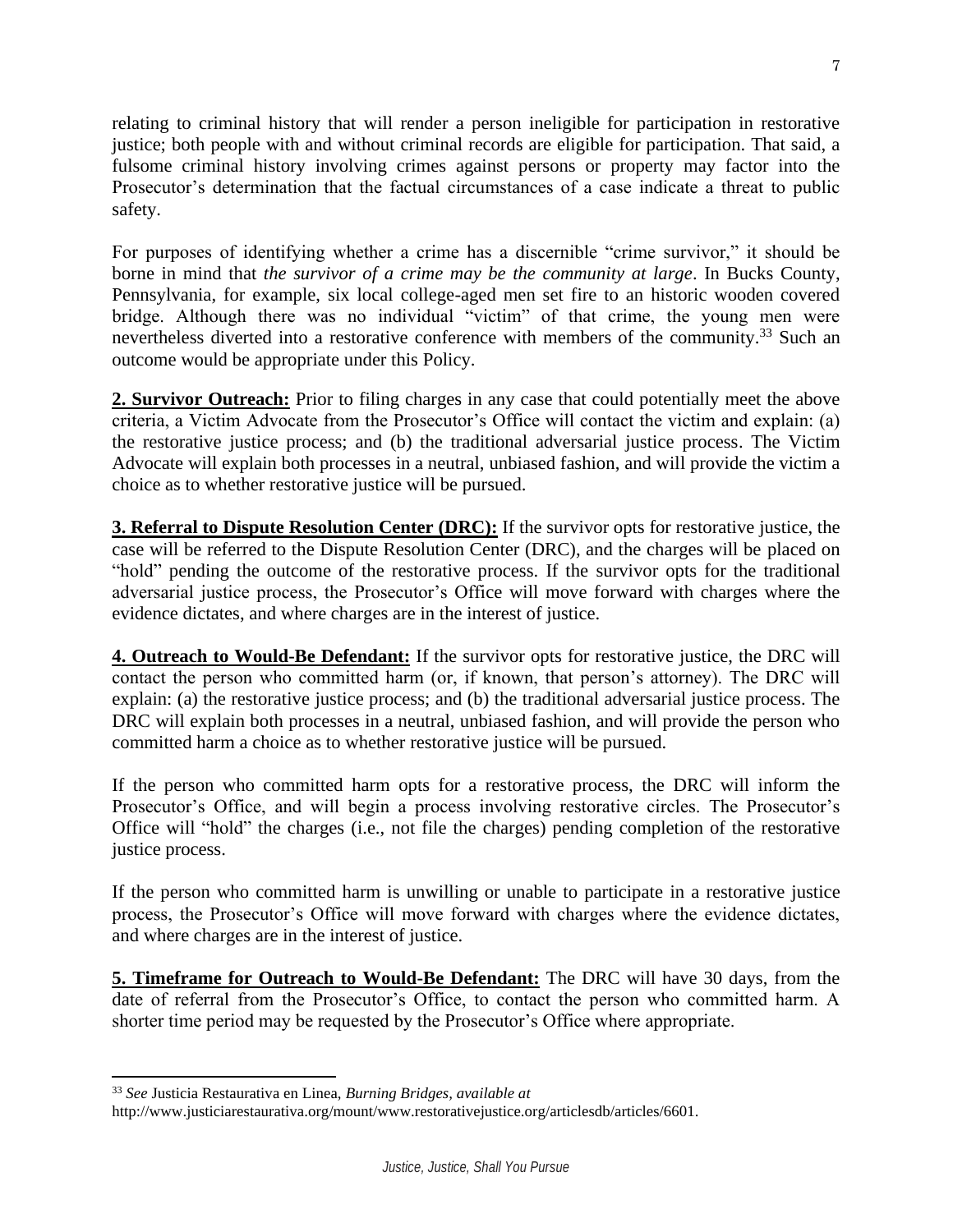relating to criminal history that will render a person ineligible for participation in restorative justice; both people with and without criminal records are eligible for participation. That said, a fulsome criminal history involving crimes against persons or property may factor into the Prosecutor's determination that the factual circumstances of a case indicate a threat to public safety.

For purposes of identifying whether a crime has a discernible "crime survivor," it should be borne in mind that *the survivor of a crime may be the community at large*. In Bucks County, Pennsylvania, for example, six local college-aged men set fire to an historic wooden covered bridge. Although there was no individual "victim" of that crime, the young men were nevertheless diverted into a restorative conference with members of the community.[33] Such an outcome would be appropriate under this Policy.

**2. Survivor Outreach:** Prior to filing charges in any case that could potentially meet the above criteria, a Victim Advocate from the Prosecutor's Office will contact the victim and explain: (a) the restorative justice process; and (b) the traditional adversarial justice process. The Victim Advocate will explain both processes in a neutral, unbiased fashion, and will provide the victim a choice as to whether restorative justice will be pursued.

**3. Referral to Dispute Resolution Center (DRC):** If the survivor opts for restorative justice, the case will be referred to the Dispute Resolution Center (DRC), and the charges will be placed on "hold" pending the outcome of the restorative process. If the survivor opts for the traditional adversarial justice process, the Prosecutor's Office will move forward with charges where the evidence dictates, and where charges are in the interest of justice.

**4. Outreach to Would-Be Defendant:** If the survivor opts for restorative justice, the DRC will contact the person who committed harm (or, if known, that person's attorney). The DRC will explain: (a) the restorative justice process; and (b) the traditional adversarial justice process. The DRC will explain both processes in a neutral, unbiased fashion, and will provide the person who committed harm a choice as to whether restorative justice will be pursued.

If the person who committed harm opts for a restorative process, the DRC will inform the Prosecutor's Office, and will begin a process involving restorative circles. The Prosecutor's Office will "hold" the charges (i.e., not file the charges) pending completion of the restorative justice process.

If the person who committed harm is unwilling or unable to participate in a restorative justice process, the Prosecutor's Office will move forward with charges where the evidence dictates, and where charges are in the interest of justice.

**5. Timeframe for Outreach to Would-Be Defendant:** The DRC will have 30 days, from the date of referral from the Prosecutor's Office, to contact the person who committed harm. A shorter time period may be requested by the Prosecutor's Office where appropriate.

---

[33] *See* Justicia Restaurativa en Linea, *Burning Bridges, available at* http://www.justiciarestaurativa.org/mount/www.restorativejustice.org/articlesdb/articles/6601.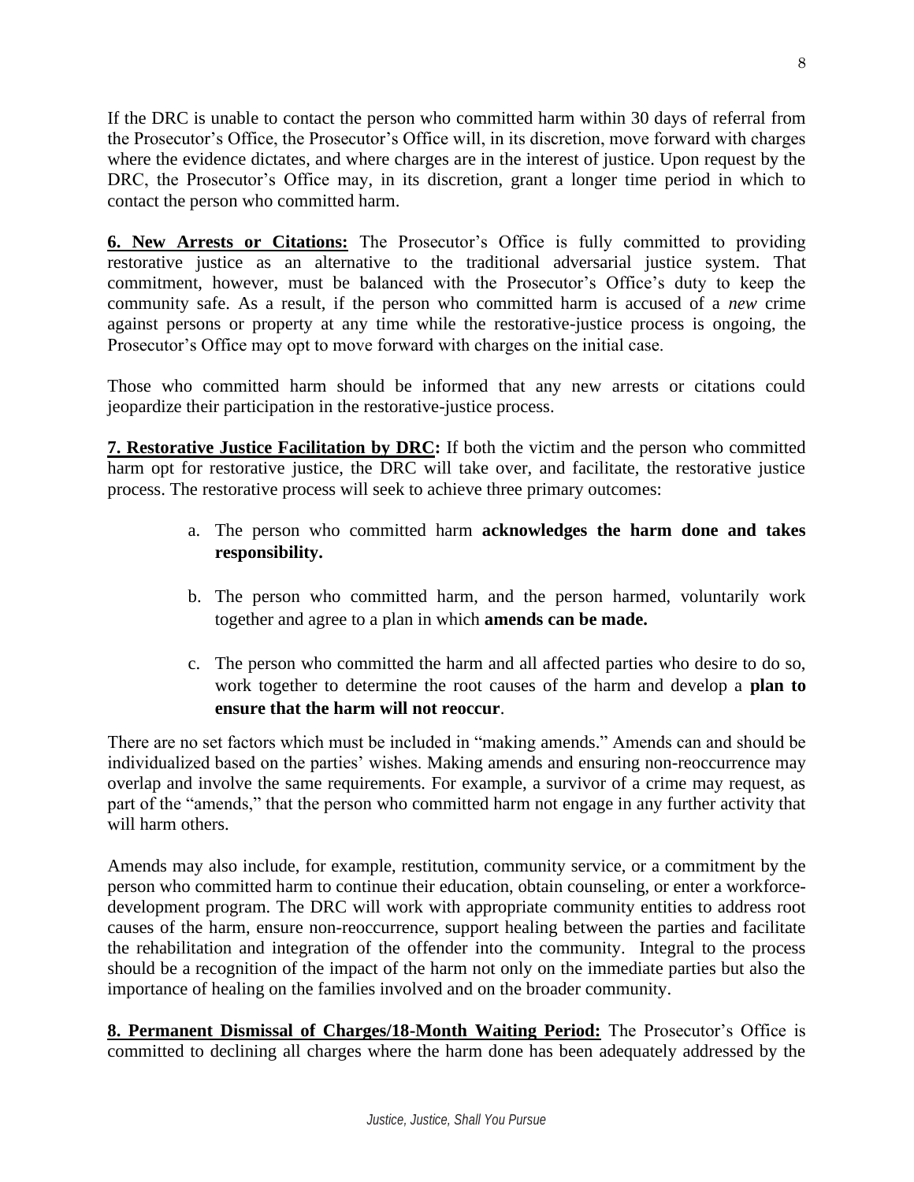If the DRC is unable to contact the person who committed harm within 30 days of referral from the Prosecutor's Office, the Prosecutor's Office will, in its discretion, move forward with charges where the evidence dictates, and where charges are in the interest of justice. Upon request by the DRC, the Prosecutor's Office may, in its discretion, grant a longer time period in which to contact the person who committed harm.

**6. New Arrests or Citations:** The Prosecutor's Office is fully committed to providing restorative justice as an alternative to the traditional adversarial justice system. That commitment, however, must be balanced with the Prosecutor's Office's duty to keep the community safe. As a result, if the person who committed harm is accused of a *new* crime against persons or property at any time while the restorative-justice process is ongoing, the Prosecutor's Office may opt to move forward with charges on the initial case.

Those who committed harm should be informed that any new arrests or citations could jeopardize their participation in the restorative-justice process.

**7. Restorative Justice Facilitation by DRC:** If both the victim and the person who committed harm opt for restorative justice, the DRC will take over, and facilitate, the restorative justice process. The restorative process will seek to achieve three primary outcomes:

a. The person who committed harm **acknowledges the harm done and takes responsibility.**

b. The person who committed harm, and the person harmed, voluntarily work together and agree to a plan in which **amends can be made.**

c. The person who committed the harm and all affected parties who desire to do so, work together to determine the root causes of the harm and develop a **plan to ensure that the harm will not reoccur**.

There are no set factors which must be included in "making amends." Amends can and should be individualized based on the parties' wishes. Making amends and ensuring non-reoccurrence may overlap and involve the same requirements. For example, a survivor of a crime may request, as part of the "amends," that the person who committed harm not engage in any further activity that will harm others.

Amends may also include, for example, restitution, community service, or a commitment by the person who committed harm to continue their education, obtain counseling, or enter a workforce-development program. The DRC will work with appropriate community entities to address root causes of the harm, ensure non-reoccurrence, support healing between the parties and facilitate the rehabilitation and integration of the offender into the community. Integral to the process should be a recognition of the impact of the harm not only on the immediate parties but also the importance of healing on the families involved and on the broader community.

**8. Permanent Dismissal of Charges/18-Month Waiting Period:** The Prosecutor's Office is committed to declining all charges where the harm done has been adequately addressed by the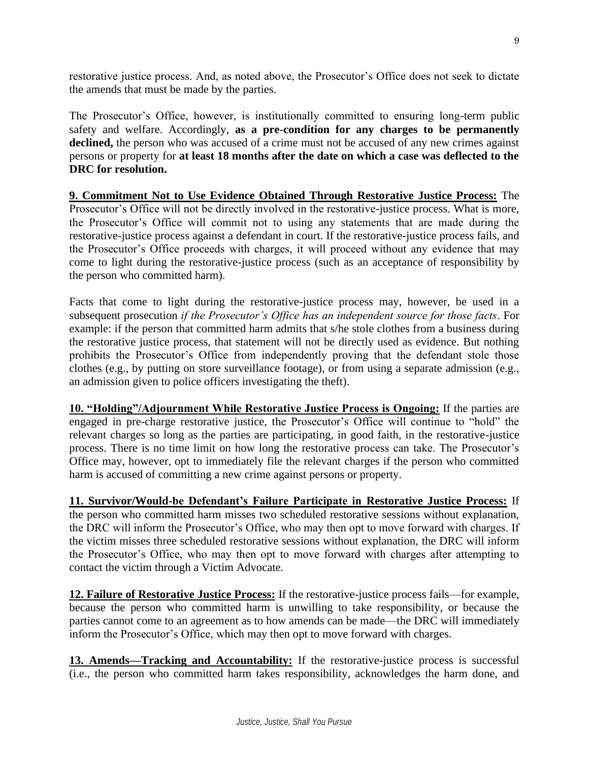restorative justice process. And, as noted above, the Prosecutor's Office does not seek to dictate the amends that must be made by the parties.

The Prosecutor's Office, however, is institutionally committed to ensuring long-term public safety and welfare. Accordingly, **as a pre-condition for any charges to be permanently declined,** the person who was accused of a crime must not be accused of any new crimes against persons or property for **at least 18 months after the date on which a case was deflected to the DRC for resolution.**

**9. Commitment Not to Use Evidence Obtained Through Restorative Justice Process:** The Prosecutor's Office will not be directly involved in the restorative-justice process. What is more, the Prosecutor's Office will commit not to using any statements that are made during the restorative-justice process against a defendant in court. If the restorative-justice process fails, and the Prosecutor's Office proceeds with charges, it will proceed without any evidence that may come to light during the restorative-justice process (such as an acceptance of responsibility by the person who committed harm).

Facts that come to light during the restorative-justice process may, however, be used in a subsequent prosecution *if the Prosecutor's Office has an independent source for those facts*. For example: if the person that committed harm admits that s/he stole clothes from a business during the restorative justice process, that statement will not be directly used as evidence. But nothing prohibits the Prosecutor's Office from independently proving that the defendant stole those clothes (e.g., by putting on store surveillance footage), or from using a separate admission (e.g., an admission given to police officers investigating the theft).

**10. "Holding"/Adjournment While Restorative Justice Process is Ongoing:** If the parties are engaged in pre-charge restorative justice, the Prosecutor's Office will continue to "hold" the relevant charges so long as the parties are participating, in good faith, in the restorative-justice process. There is no time limit on how long the restorative process can take. The Prosecutor's Office may, however, opt to immediately file the relevant charges if the person who committed harm is accused of committing a new crime against persons or property.

**11. Survivor/Would-be Defendant's Failure Participate in Restorative Justice Process:** If the person who committed harm misses two scheduled restorative sessions without explanation, the DRC will inform the Prosecutor's Office, who may then opt to move forward with charges. If the victim misses three scheduled restorative sessions without explanation, the DRC will inform the Prosecutor's Office, who may then opt to move forward with charges after attempting to contact the victim through a Victim Advocate.

**12. Failure of Restorative Justice Process:** If the restorative-justice process fails—for example, because the person who committed harm is unwilling to take responsibility, or because the parties cannot come to an agreement as to how amends can be made—the DRC will immediately inform the Prosecutor's Office, which may then opt to move forward with charges.

**13. Amends—Tracking and Accountability:** If the restorative-justice process is successful (i.e., the person who committed harm takes responsibility, acknowledges the harm done, and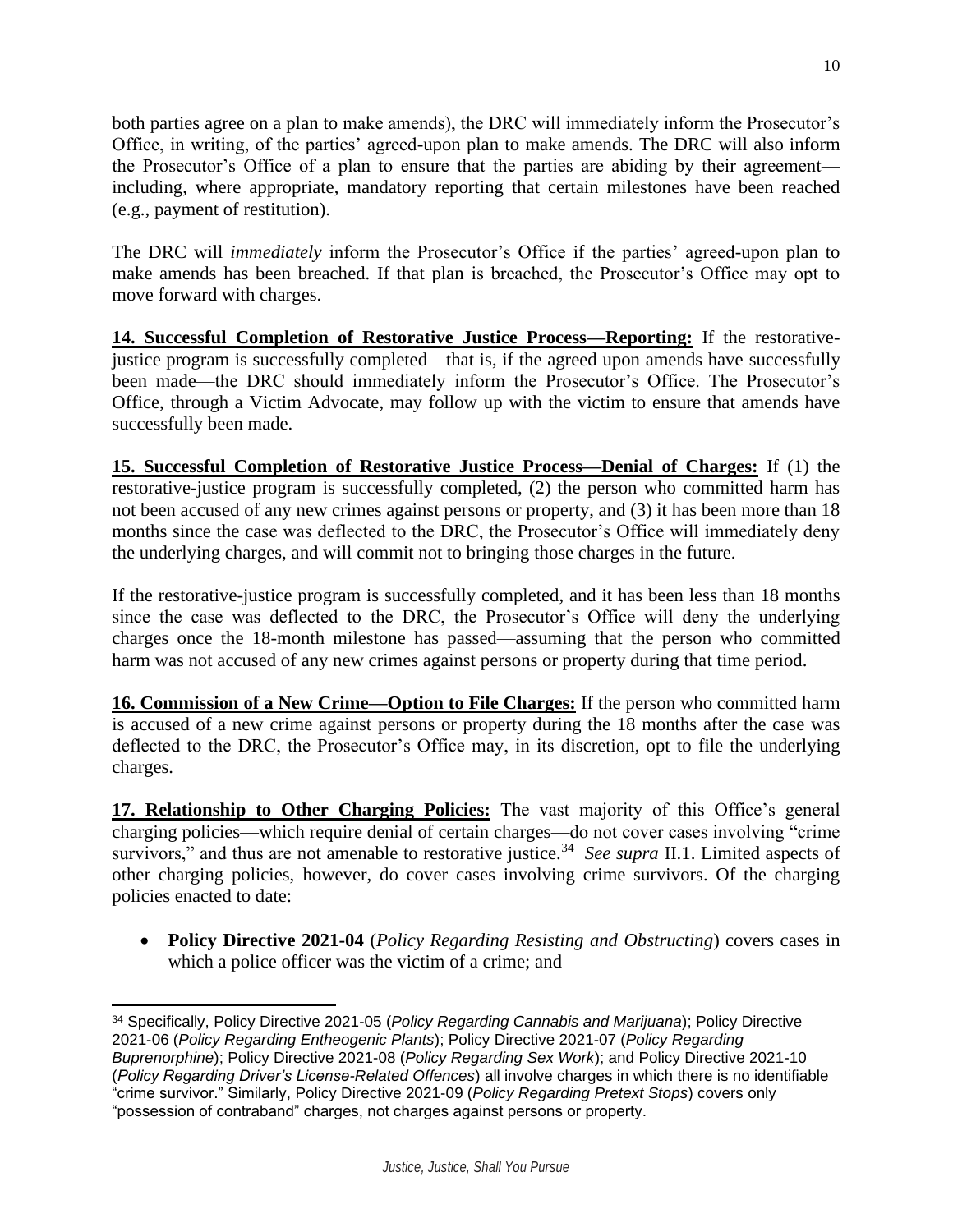both parties agree on a plan to make amends), the DRC will immediately inform the Prosecutor's Office, in writing, of the parties' agreed-upon plan to make amends. The DRC will also inform the Prosecutor's Office of a plan to ensure that the parties are abiding by their agreement—including, where appropriate, mandatory reporting that certain milestones have been reached (e.g., payment of restitution).

The DRC will *immediately* inform the Prosecutor's Office if the parties' agreed-upon plan to make amends has been breached. If that plan is breached, the Prosecutor's Office may opt to move forward with charges.

**14. Successful Completion of Restorative Justice Process—Reporting:** If the restorative-justice program is successfully completed—that is, if the agreed upon amends have successfully been made—the DRC should immediately inform the Prosecutor's Office. The Prosecutor's Office, through a Victim Advocate, may follow up with the victim to ensure that amends have successfully been made.

**15. Successful Completion of Restorative Justice Process—Denial of Charges:** If (1) the restorative-justice program is successfully completed, (2) the person who committed harm has not been accused of any new crimes against persons or property, and (3) it has been more than 18 months since the case was deflected to the DRC, the Prosecutor's Office will immediately deny the underlying charges, and will commit not to bringing those charges in the future.

If the restorative-justice program is successfully completed, and it has been less than 18 months since the case was deflected to the DRC, the Prosecutor's Office will deny the underlying charges once the 18-month milestone has passed—assuming that the person who committed harm was not accused of any new crimes against persons or property during that time period.

**16. Commission of a New Crime—Option to File Charges:** If the person who committed harm is accused of a new crime against persons or property during the 18 months after the case was deflected to the DRC, the Prosecutor's Office may, in its discretion, opt to file the underlying charges.

**17. Relationship to Other Charging Policies:** The vast majority of this Office's general charging policies—which require denial of certain charges—do not cover cases involving "crime survivors," and thus are not amenable to restorative justice.[34] *See supra* II.1. Limited aspects of other charging policies, however, do cover cases involving crime survivors. Of the charging policies enacted to date:

- **Policy Directive 2021-04** (*Policy Regarding Resisting and Obstructing*) covers cases in which a police officer was the victim of a crime; and

[34] Specifically, Policy Directive 2021-05 (*Policy Regarding Cannabis and Marijuana*); Policy Directive 2021-06 (*Policy Regarding Entheogenic Plants*); Policy Directive 2021-07 (*Policy Regarding Buprenorphine*); Policy Directive 2021-08 (*Policy Regarding Sex Work*); and Policy Directive 2021-10 (*Policy Regarding Driver's License-Related Offences*) all involve charges in which there is no identifiable "crime survivor." Similarly, Policy Directive 2021-09 (*Policy Regarding Pretext Stops*) covers only "possession of contraband" charges, not charges against persons or property.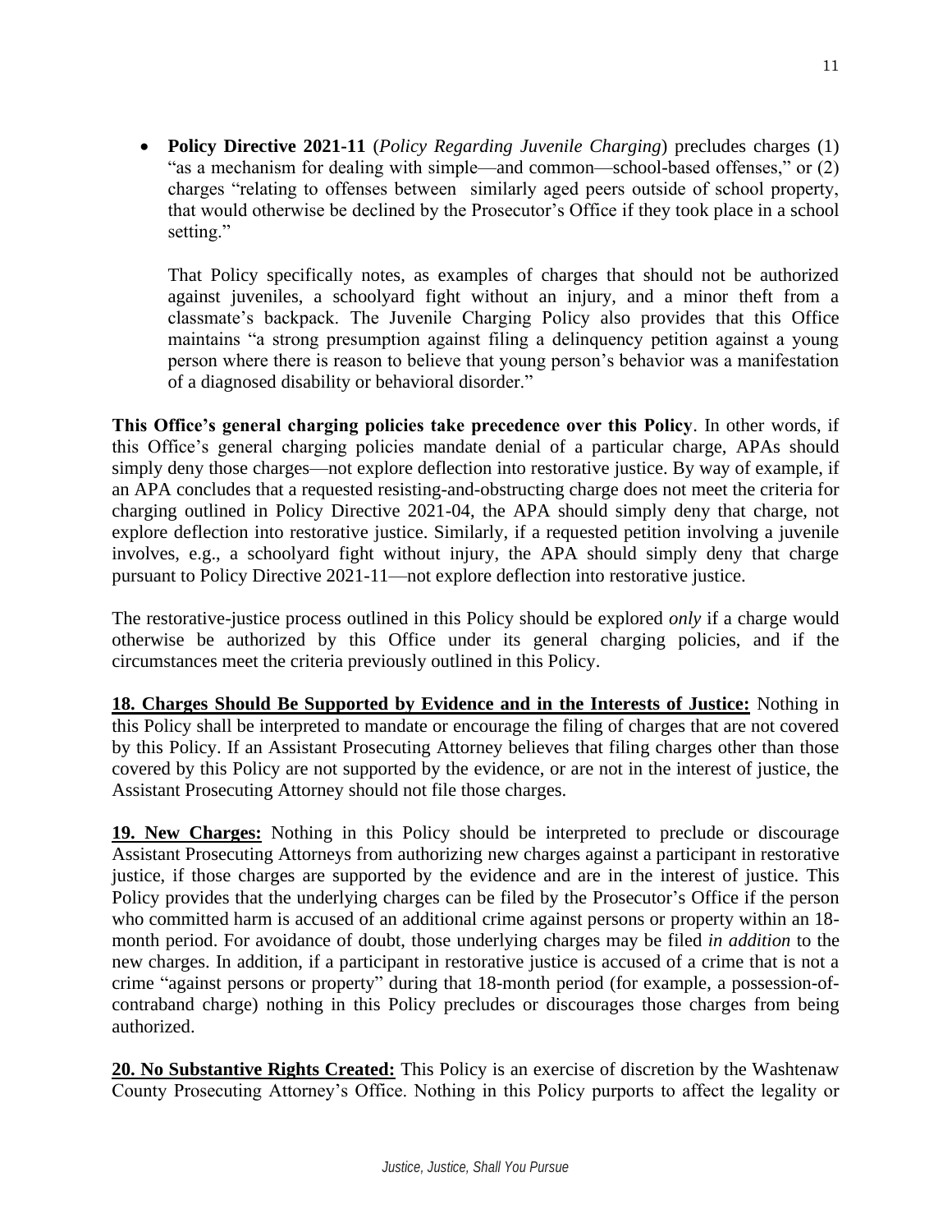- **Policy Directive 2021-11** (*Policy Regarding Juvenile Charging*) precludes charges (1) "as a mechanism for dealing with simple—and common—school-based offenses," or (2) charges "relating to offenses between similarly aged peers outside of school property, that would otherwise be declined by the Prosecutor's Office if they took place in a school setting."

  That Policy specifically notes, as examples of charges that should not be authorized against juveniles, a schoolyard fight without an injury, and a minor theft from a classmate's backpack. The Juvenile Charging Policy also provides that this Office maintains "a strong presumption against filing a delinquency petition against a young person where there is reason to believe that young person's behavior was a manifestation of a diagnosed disability or behavioral disorder."

**This Office's general charging policies take precedence over this Policy**. In other words, if this Office's general charging policies mandate denial of a particular charge, APAs should simply deny those charges—not explore deflection into restorative justice. By way of example, if an APA concludes that a requested resisting-and-obstructing charge does not meet the criteria for charging outlined in Policy Directive 2021-04, the APA should simply deny that charge, not explore deflection into restorative justice. Similarly, if a requested petition involving a juvenile involves, e.g., a schoolyard fight without injury, the APA should simply deny that charge pursuant to Policy Directive 2021-11—not explore deflection into restorative justice.

The restorative-justice process outlined in this Policy should be explored *only* if a charge would otherwise be authorized by this Office under its general charging policies, and if the circumstances meet the criteria previously outlined in this Policy.

**18. Charges Should Be Supported by Evidence and in the Interests of Justice:** Nothing in this Policy shall be interpreted to mandate or encourage the filing of charges that are not covered by this Policy. If an Assistant Prosecuting Attorney believes that filing charges other than those covered by this Policy are not supported by the evidence, or are not in the interest of justice, the Assistant Prosecuting Attorney should not file those charges.

**19. New Charges:** Nothing in this Policy should be interpreted to preclude or discourage Assistant Prosecuting Attorneys from authorizing new charges against a participant in restorative justice, if those charges are supported by the evidence and are in the interest of justice. This Policy provides that the underlying charges can be filed by the Prosecutor's Office if the person who committed harm is accused of an additional crime against persons or property within an 18-month period. For avoidance of doubt, those underlying charges may be filed *in addition* to the new charges. In addition, if a participant in restorative justice is accused of a crime that is not a crime "against persons or property" during that 18-month period (for example, a possession-of-contraband charge) nothing in this Policy precludes or discourages those charges from being authorized.

**20. No Substantive Rights Created:** This Policy is an exercise of discretion by the Washtenaw County Prosecuting Attorney's Office. Nothing in this Policy purports to affect the legality or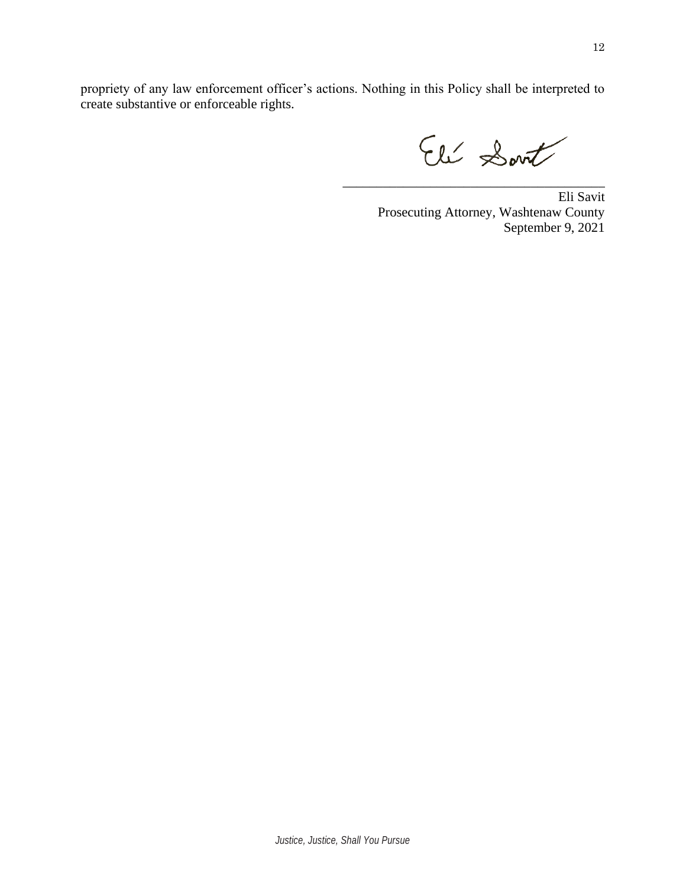propriety of any law enforcement officer's actions. Nothing in this Policy shall be interpreted to create substantive or enforceable rights.

\_\_\_\_\_\_\_\_\_\_\_\_\_\_\_\_\_\_\_\_\_\_\_\_\_\_\_\_\_\_\_\_\_\_\_\_\_\_\_\_

Eli Savit
Prosecuting Attorney, Washtenaw County
September 9, 2021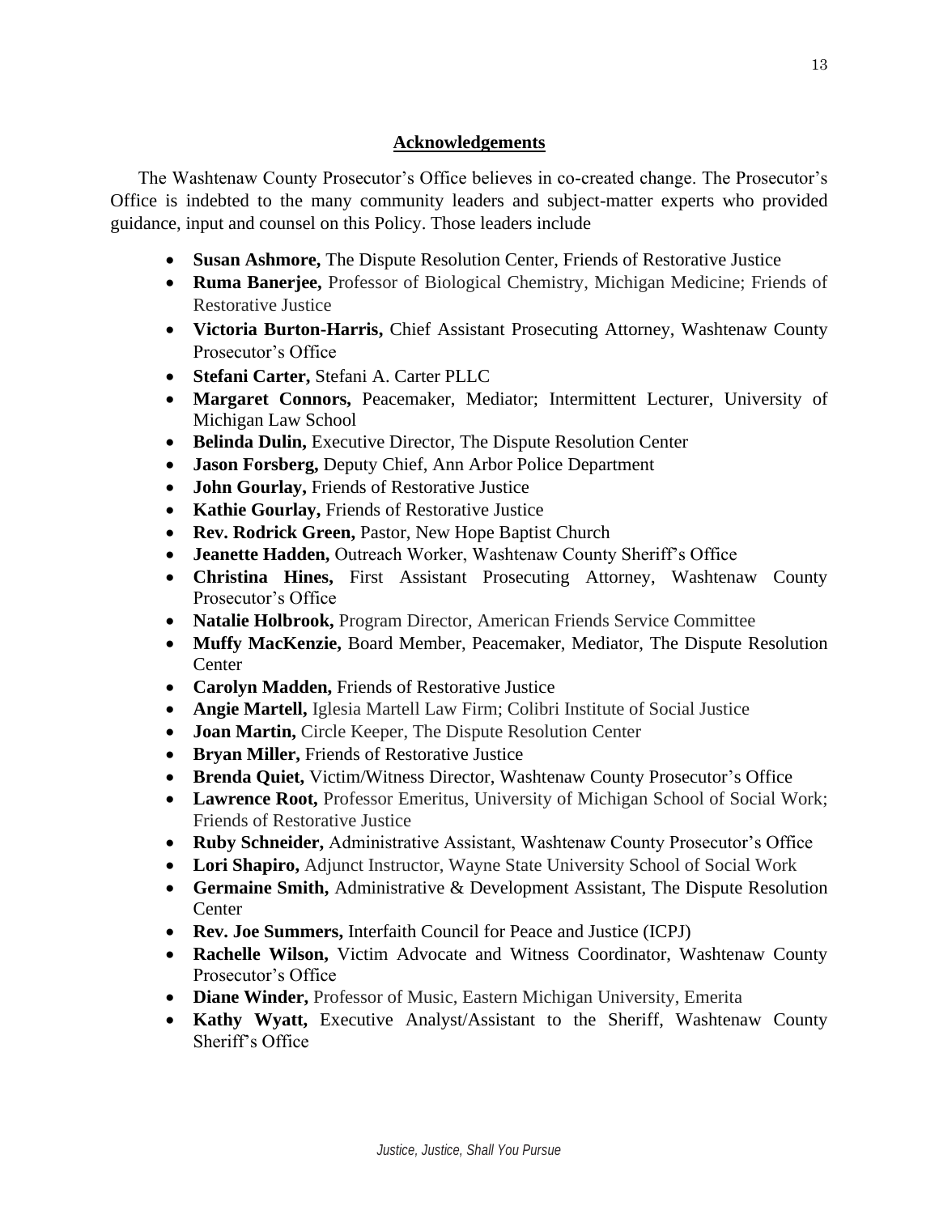## Acknowledgements

The Washtenaw County Prosecutor's Office believes in co-created change. The Prosecutor's Office is indebted to the many community leaders and subject-matter experts who provided guidance, input and counsel on this Policy. Those leaders include

- **Susan Ashmore,** The Dispute Resolution Center, Friends of Restorative Justice
- **Ruma Banerjee,** Professor of Biological Chemistry, Michigan Medicine; Friends of Restorative Justice
- **Victoria Burton-Harris,** Chief Assistant Prosecuting Attorney, Washtenaw County Prosecutor's Office
- **Stefani Carter,** Stefani A. Carter PLLC
- **Margaret Connors,** Peacemaker, Mediator; Intermittent Lecturer, University of Michigan Law School
- **Belinda Dulin,** Executive Director, The Dispute Resolution Center
- **Jason Forsberg,** Deputy Chief, Ann Arbor Police Department
- **John Gourlay,** Friends of Restorative Justice
- **Kathie Gourlay,** Friends of Restorative Justice
- **Rev. Rodrick Green,** Pastor, New Hope Baptist Church
- **Jeanette Hadden,** Outreach Worker, Washtenaw County Sheriff's Office
- **Christina Hines,** First Assistant Prosecuting Attorney, Washtenaw County Prosecutor's Office
- **Natalie Holbrook,** Program Director, American Friends Service Committee
- **Muffy MacKenzie,** Board Member, Peacemaker, Mediator, The Dispute Resolution Center
- **Carolyn Madden,** Friends of Restorative Justice
- **Angie Martell,** Iglesia Martell Law Firm; Colibri Institute of Social Justice
- **Joan Martin,** Circle Keeper, The Dispute Resolution Center
- **Bryan Miller,** Friends of Restorative Justice
- **Brenda Quiet,** Victim/Witness Director, Washtenaw County Prosecutor's Office
- **Lawrence Root,** Professor Emeritus, University of Michigan School of Social Work; Friends of Restorative Justice
- **Ruby Schneider,** Administrative Assistant, Washtenaw County Prosecutor's Office
- **Lori Shapiro,** Adjunct Instructor, Wayne State University School of Social Work
- **Germaine Smith,** Administrative & Development Assistant, The Dispute Resolution Center
- **Rev. Joe Summers,** Interfaith Council for Peace and Justice (ICPJ)
- **Rachelle Wilson,** Victim Advocate and Witness Coordinator, Washtenaw County Prosecutor's Office
- **Diane Winder,** Professor of Music, Eastern Michigan University, Emerita
- **Kathy Wyatt,** Executive Analyst/Assistant to the Sheriff, Washtenaw County Sheriff's Office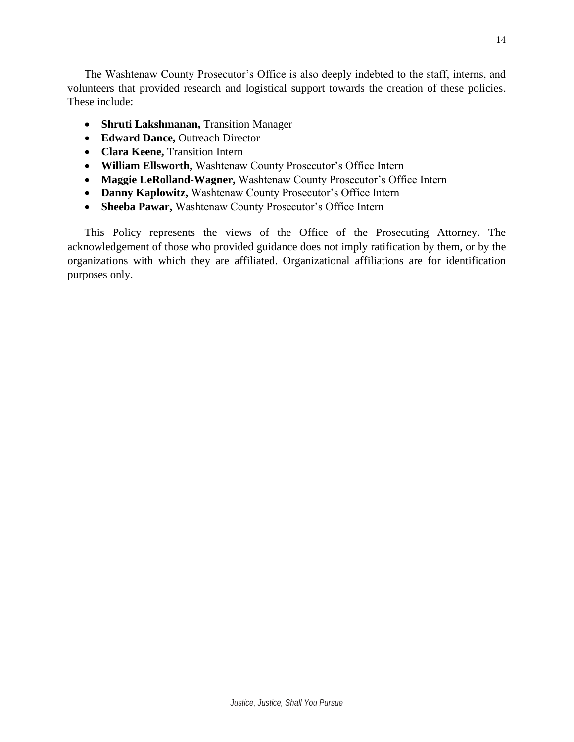The Washtenaw County Prosecutor's Office is also deeply indebted to the staff, interns, and volunteers that provided research and logistical support towards the creation of these policies. These include:

- **Shruti Lakshmanan,** Transition Manager
- **Edward Dance,** Outreach Director
- **Clara Keene,** Transition Intern
- **William Ellsworth,** Washtenaw County Prosecutor's Office Intern
- **Maggie LeRolland-Wagner,** Washtenaw County Prosecutor's Office Intern
- **Danny Kaplowitz,** Washtenaw County Prosecutor's Office Intern
- **Sheeba Pawar,** Washtenaw County Prosecutor's Office Intern

This Policy represents the views of the Office of the Prosecuting Attorney. The acknowledgement of those who provided guidance does not imply ratification by them, or by the organizations with which they are affiliated. Organizational affiliations are for identification purposes only.